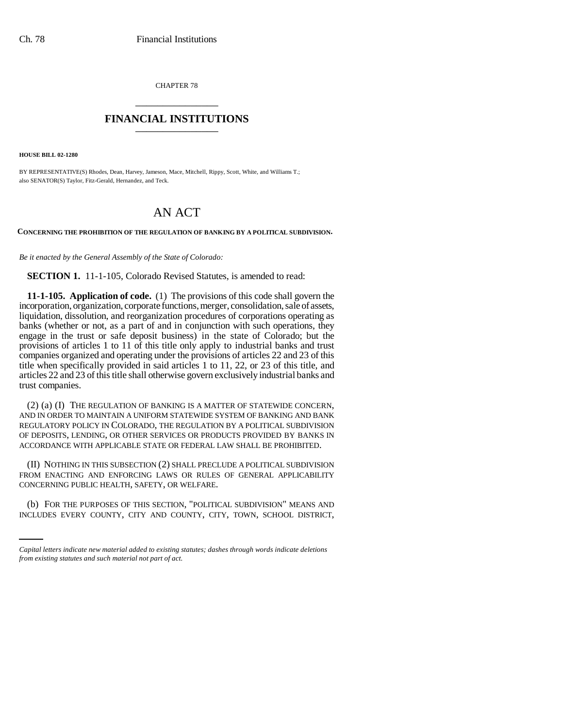CHAPTER 78

## FINANCIAL INSTITUTIONS

**HOUSE BILL 02-1280**

BY REPRESENTATIVE(S) Rhodes, Dean, Harvey, Jameson, Mace, Mitchell, Rippy, Scott, White, and Williams T.; also SENATOR(S) Taylor, Fitz-Gerald, Hernandez, and Teck.

# AN ACT

**CONCERNING THE PROHIBITION OF THE REGULATION OF BANKING BY A POLITICAL SUBDIVISION.**

*Be it enacted by the General Assembly of the State of Colorado:*

**SECTION 1.** 11-1-105, Colorado Revised Statutes, is amended to read:

**11-1-105. Application of code.** (1) The provisions of this code shall govern the incorporation, organization, corporate functions, merger, consolidation, sale of assets, liquidation, dissolution, and reorganization procedures of corporations operating as banks (whether or not, as a part of and in conjunction with such operations, they engage in the trust or safe deposit business) in the state of Colorado; but the provisions of articles 1 to 11 of this title only apply to industrial banks and trust companies organized and operating under the provisions of articles 22 and 23 of this title when specifically provided in said articles 1 to 11, 22, or 23 of this title, and articles 22 and 23 of this title shall otherwise govern exclusively industrial banks and trust companies.

(2) (a) (I) THE REGULATION OF BANKING IS A MATTER OF STATEWIDE CONCERN, AND IN ORDER TO MAINTAIN A UNIFORM STATEWIDE SYSTEM OF BANKING AND BANK REGULATORY POLICY IN COLORADO, THE REGULATION BY A POLITICAL SUBDIVISION OF DEPOSITS, LENDING, OR OTHER SERVICES OR PRODUCTS PROVIDED BY BANKS IN ACCORDANCE WITH APPLICABLE STATE OR FEDERAL LAW SHALL BE PROHIBITED.

(II) NOTHING IN THIS SUBSECTION (2) SHALL PRECLUDE A POLITICAL SUBDIVISION FROM ENACTING AND ENFORCING LAWS OR RULES OF GENERAL APPLICABILITY CONCERNING PUBLIC HEALTH, SAFETY, OR WELFARE.

(b) FOR THE PURPOSES OF THIS SECTION, "POLITICAL SUBDIVISION" MEANS AND INCLUDES EVERY COUNTY, CITY AND COUNTY, CITY, TOWN, SCHOOL DISTRICT,

*Capital letters indicate new material added to existing statutes; dashes through words indicate deletions from existing statutes and such material not part of act.*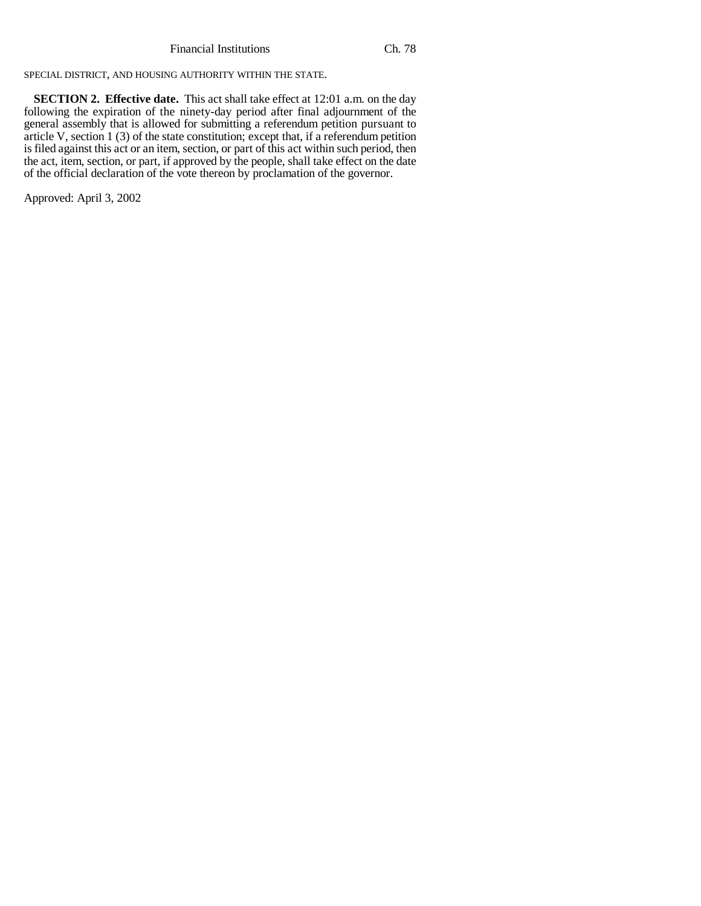SPECIAL DISTRICT, AND HOUSING AUTHORITY WITHIN THE STATE.

**SECTION 2. Effective date.** This act shall take effect at 12:01 a.m. on the day following the expiration of the ninety-day period after final adjournment of the general assembly that is allowed for submitting a referendum petition pursuant to article V, section 1 (3) of the state constitution; except that, if a referendum petition is filed against this act or an item, section, or part of this act within such period, then the act, item, section, or part, if approved by the people, shall take effect on the date of the official declaration of the vote thereon by proclamation of the governor.

Approved: April 3, 2002